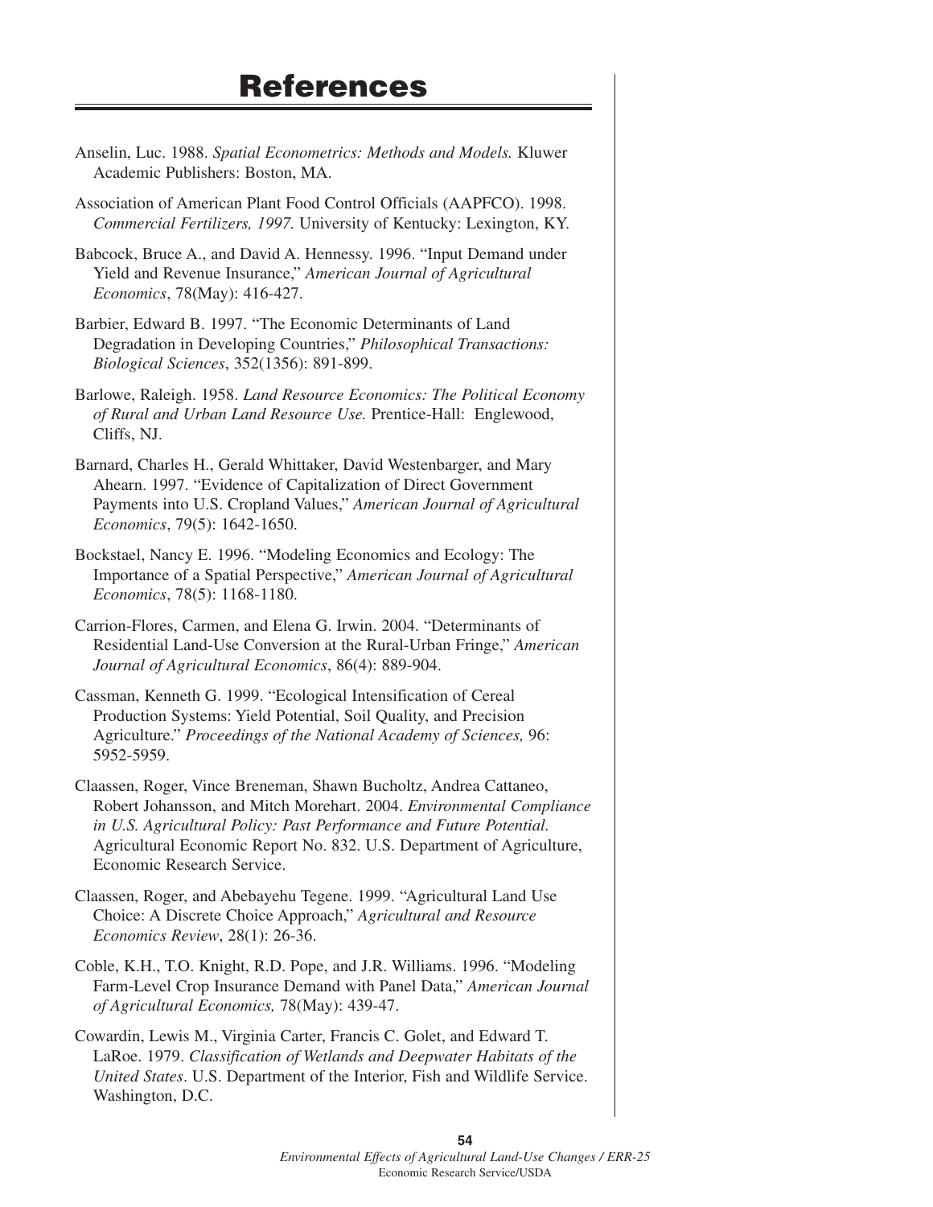# References

Anselin, Luc. 1988. *Spatial Econometrics: Methods and Models.* Kluwer Academic Publishers: Boston, MA.

Association of American Plant Food Control Officials (AAPFCO). 1998. *Commercial Fertilizers, 1997.* University of Kentucky: Lexington, KY.

Babcock, Bruce A., and David A. Hennessy. 1996. "Input Demand under Yield and Revenue Insurance," *American Journal of Agricultural Economics*, 78(May): 416-427.

Barbier, Edward B. 1997. "The Economic Determinants of Land Degradation in Developing Countries," *Philosophical Transactions: Biological Sciences*, 352(1356): 891-899.

Barlowe, Raleigh. 1958. *Land Resource Economics: The Political Economy of Rural and Urban Land Resource Use.* Prentice-Hall: Englewood, Cliffs, NJ.

Barnard, Charles H., Gerald Whittaker, David Westenbarger, and Mary Ahearn. 1997. "Evidence of Capitalization of Direct Government Payments into U.S. Cropland Values," *American Journal of Agricultural Economics*, 79(5): 1642-1650.

Bockstael, Nancy E. 1996. "Modeling Economics and Ecology: The Importance of a Spatial Perspective," *American Journal of Agricultural Economics*, 78(5): 1168-1180.

Carrion-Flores, Carmen, and Elena G. Irwin. 2004. "Determinants of Residential Land-Use Conversion at the Rural-Urban Fringe," *American Journal of Agricultural Economics*, 86(4): 889-904.

Cassman, Kenneth G. 1999. "Ecological Intensification of Cereal Production Systems: Yield Potential, Soil Quality, and Precision Agriculture." *Proceedings of the National Academy of Sciences,* 96: 5952-5959.

Claassen, Roger, Vince Breneman, Shawn Bucholtz, Andrea Cattaneo, Robert Johansson, and Mitch Morehart. 2004. *Environmental Compliance in U.S. Agricultural Policy: Past Performance and Future Potential.* Agricultural Economic Report No. 832. U.S. Department of Agriculture, Economic Research Service.

Claassen, Roger, and Abebayehu Tegene. 1999. "Agricultural Land Use Choice: A Discrete Choice Approach," *Agricultural and Resource Economics Review*, 28(1): 26-36.

Coble, K.H., T.O. Knight, R.D. Pope, and J.R. Williams. 1996. "Modeling Farm-Level Crop Insurance Demand with Panel Data," *American Journal of Agricultural Economics,* 78(May): 439-47.

Cowardin, Lewis M., Virginia Carter, Francis C. Golet, and Edward T. LaRoe. 1979. *Classification of Wetlands and Deepwater Habitats of the United States*. U.S. Department of the Interior, Fish and Wildlife Service. Washington, D.C.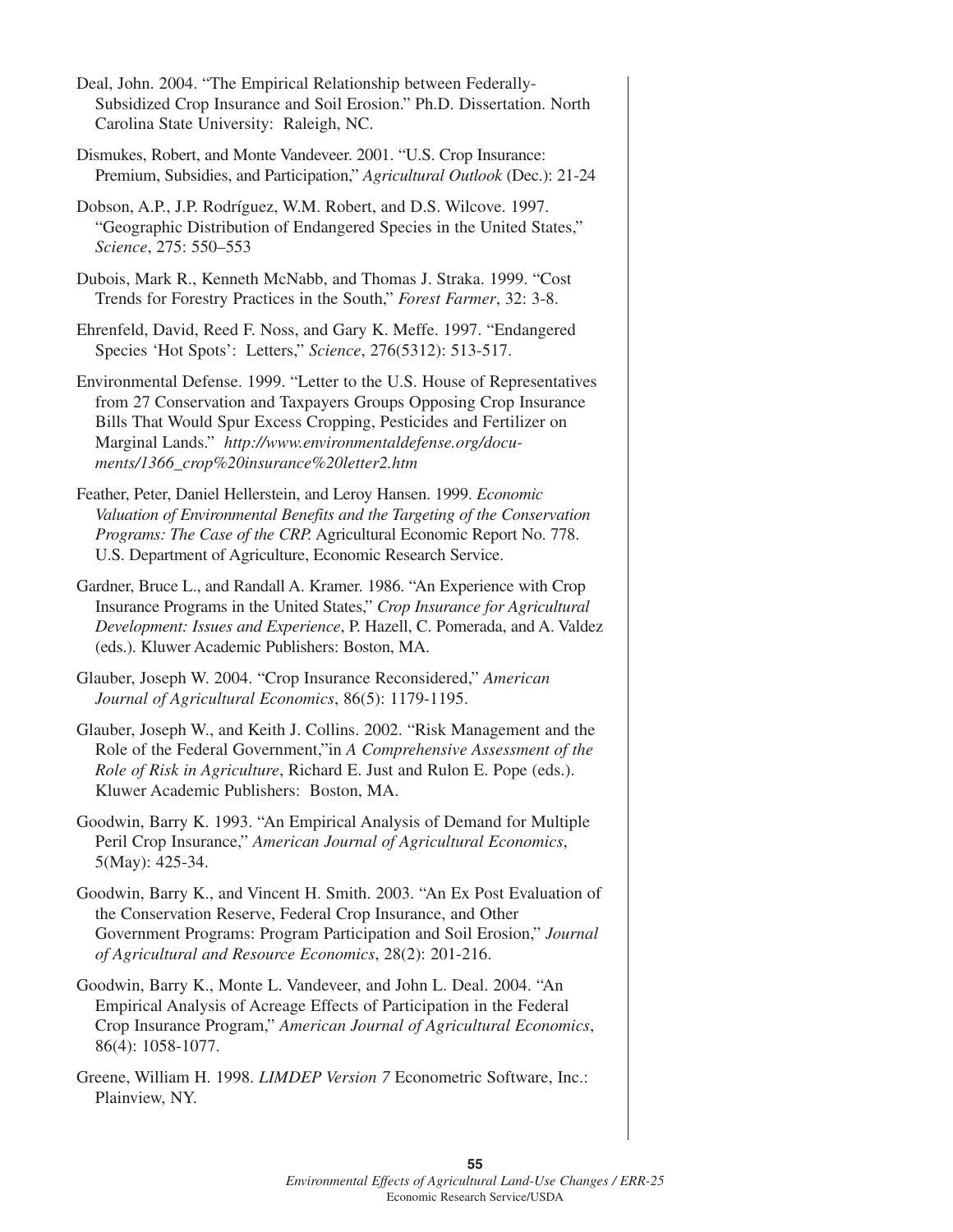Deal, John. 2004. "The Empirical Relationship between Federally-Subsidized Crop Insurance and Soil Erosion." Ph.D. Dissertation. North Carolina State University: Raleigh, NC.

Dismukes, Robert, and Monte Vandeveer. 2001. "U.S. Crop Insurance: Premium, Subsidies, and Participation," *Agricultural Outlook* (Dec.): 21-24

Dobson, A.P., J.P. Rodríguez, W.M. Robert, and D.S. Wilcove. 1997. "Geographic Distribution of Endangered Species in the United States," *Science*, 275: 550–553

Dubois, Mark R., Kenneth McNabb, and Thomas J. Straka. 1999. "Cost Trends for Forestry Practices in the South," *Forest Farmer*, 32: 3-8.

Ehrenfeld, David, Reed F. Noss, and Gary K. Meffe. 1997. "Endangered Species 'Hot Spots': Letters," *Science*, 276(5312): 513-517.

Environmental Defense. 1999. "Letter to the U.S. House of Representatives from 27 Conservation and Taxpayers Groups Opposing Crop Insurance Bills That Would Spur Excess Cropping, Pesticides and Fertilizer on Marginal Lands." *http://www.environmentaldefense.org/documents/1366_crop%20insurance%20letter2.htm*

Feather, Peter, Daniel Hellerstein, and Leroy Hansen. 1999. *Economic Valuation of Environmental Benefits and the Targeting of the Conservation Programs: The Case of the CRP.* Agricultural Economic Report No. 778. U.S. Department of Agriculture, Economic Research Service.

Gardner, Bruce L., and Randall A. Kramer. 1986. "An Experience with Crop Insurance Programs in the United States," *Crop Insurance for Agricultural Development: Issues and Experience*, P. Hazell, C. Pomerada, and A. Valdez (eds.). Kluwer Academic Publishers: Boston, MA.

Glauber, Joseph W. 2004. "Crop Insurance Reconsidered," *American Journal of Agricultural Economics*, 86(5): 1179-1195.

Glauber, Joseph W., and Keith J. Collins. 2002. "Risk Management and the Role of the Federal Government,"in *A Comprehensive Assessment of the Role of Risk in Agriculture*, Richard E. Just and Rulon E. Pope (eds.). Kluwer Academic Publishers: Boston, MA.

Goodwin, Barry K. 1993. "An Empirical Analysis of Demand for Multiple Peril Crop Insurance," *American Journal of Agricultural Economics*, 5(May): 425-34.

Goodwin, Barry K., and Vincent H. Smith. 2003. "An Ex Post Evaluation of the Conservation Reserve, Federal Crop Insurance, and Other Government Programs: Program Participation and Soil Erosion," *Journal of Agricultural and Resource Economics*, 28(2): 201-216.

Goodwin, Barry K., Monte L. Vandeveer, and John L. Deal. 2004. "An Empirical Analysis of Acreage Effects of Participation in the Federal Crop Insurance Program," *American Journal of Agricultural Economics*, 86(4): 1058-1077.

Greene, William H. 1998. *LIMDEP Version 7* Econometric Software, Inc.: Plainview, NY.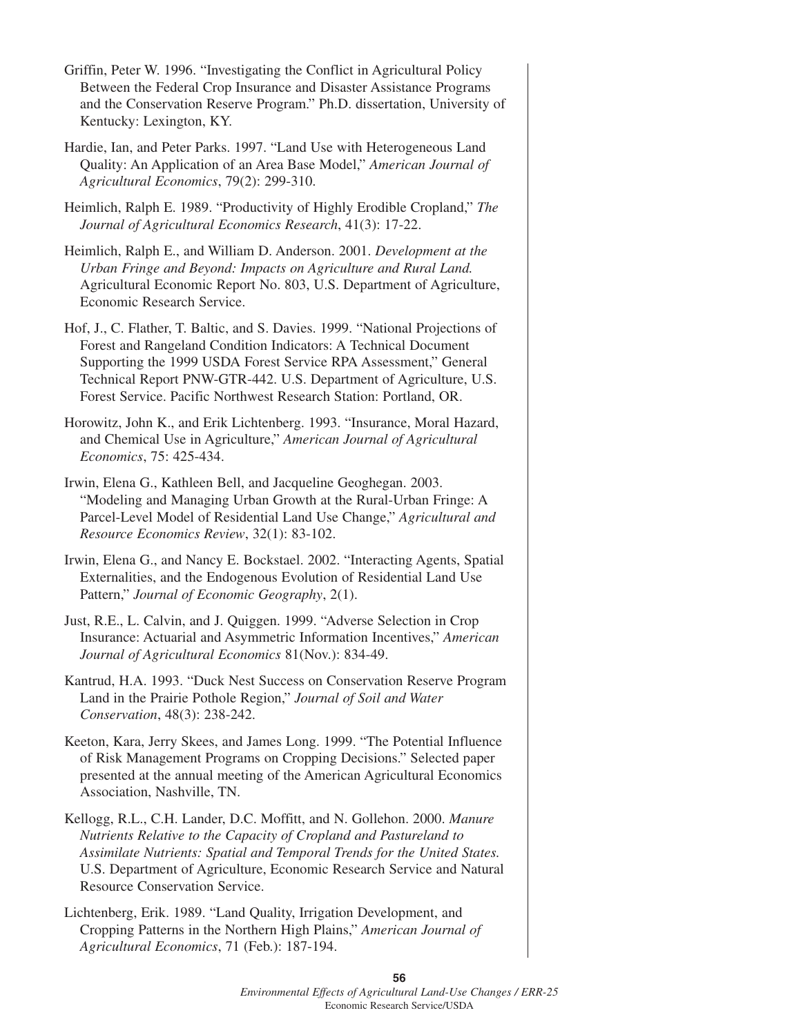Griffin, Peter W. 1996. "Investigating the Conflict in Agricultural Policy Between the Federal Crop Insurance and Disaster Assistance Programs and the Conservation Reserve Program." Ph.D. dissertation, University of Kentucky: Lexington, KY.

Hardie, Ian, and Peter Parks. 1997. "Land Use with Heterogeneous Land Quality: An Application of an Area Base Model," *American Journal of Agricultural Economics*, 79(2): 299-310.

Heimlich, Ralph E. 1989. "Productivity of Highly Erodible Cropland," *The Journal of Agricultural Economics Research*, 41(3): 17-22.

Heimlich, Ralph E., and William D. Anderson. 2001. *Development at the Urban Fringe and Beyond: Impacts on Agriculture and Rural Land.* Agricultural Economic Report No. 803, U.S. Department of Agriculture, Economic Research Service.

Hof, J., C. Flather, T. Baltic, and S. Davies. 1999. "National Projections of Forest and Rangeland Condition Indicators: A Technical Document Supporting the 1999 USDA Forest Service RPA Assessment," General Technical Report PNW-GTR-442. U.S. Department of Agriculture, U.S. Forest Service. Pacific Northwest Research Station: Portland, OR.

Horowitz, John K., and Erik Lichtenberg. 1993. "Insurance, Moral Hazard, and Chemical Use in Agriculture," *American Journal of Agricultural Economics*, 75: 425-434.

Irwin, Elena G., Kathleen Bell, and Jacqueline Geoghegan. 2003. "Modeling and Managing Urban Growth at the Rural-Urban Fringe: A Parcel-Level Model of Residential Land Use Change," *Agricultural and Resource Economics Review*, 32(1): 83-102.

Irwin, Elena G., and Nancy E. Bockstael. 2002. "Interacting Agents, Spatial Externalities, and the Endogenous Evolution of Residential Land Use Pattern," *Journal of Economic Geography*, 2(1).

Just, R.E., L. Calvin, and J. Quiggen. 1999. "Adverse Selection in Crop Insurance: Actuarial and Asymmetric Information Incentives," *American Journal of Agricultural Economics* 81(Nov.): 834-49.

Kantrud, H.A. 1993. "Duck Nest Success on Conservation Reserve Program Land in the Prairie Pothole Region," *Journal of Soil and Water Conservation*, 48(3): 238-242.

Keeton, Kara, Jerry Skees, and James Long. 1999. "The Potential Influence of Risk Management Programs on Cropping Decisions." Selected paper presented at the annual meeting of the American Agricultural Economics Association, Nashville, TN.

Kellogg, R.L., C.H. Lander, D.C. Moffitt, and N. Gollehon. 2000. *Manure Nutrients Relative to the Capacity of Cropland and Pastureland to Assimilate Nutrients: Spatial and Temporal Trends for the United States.* U.S. Department of Agriculture, Economic Research Service and Natural Resource Conservation Service.

Lichtenberg, Erik. 1989. "Land Quality, Irrigation Development, and Cropping Patterns in the Northern High Plains," *American Journal of Agricultural Economics*, 71 (Feb.): 187-194.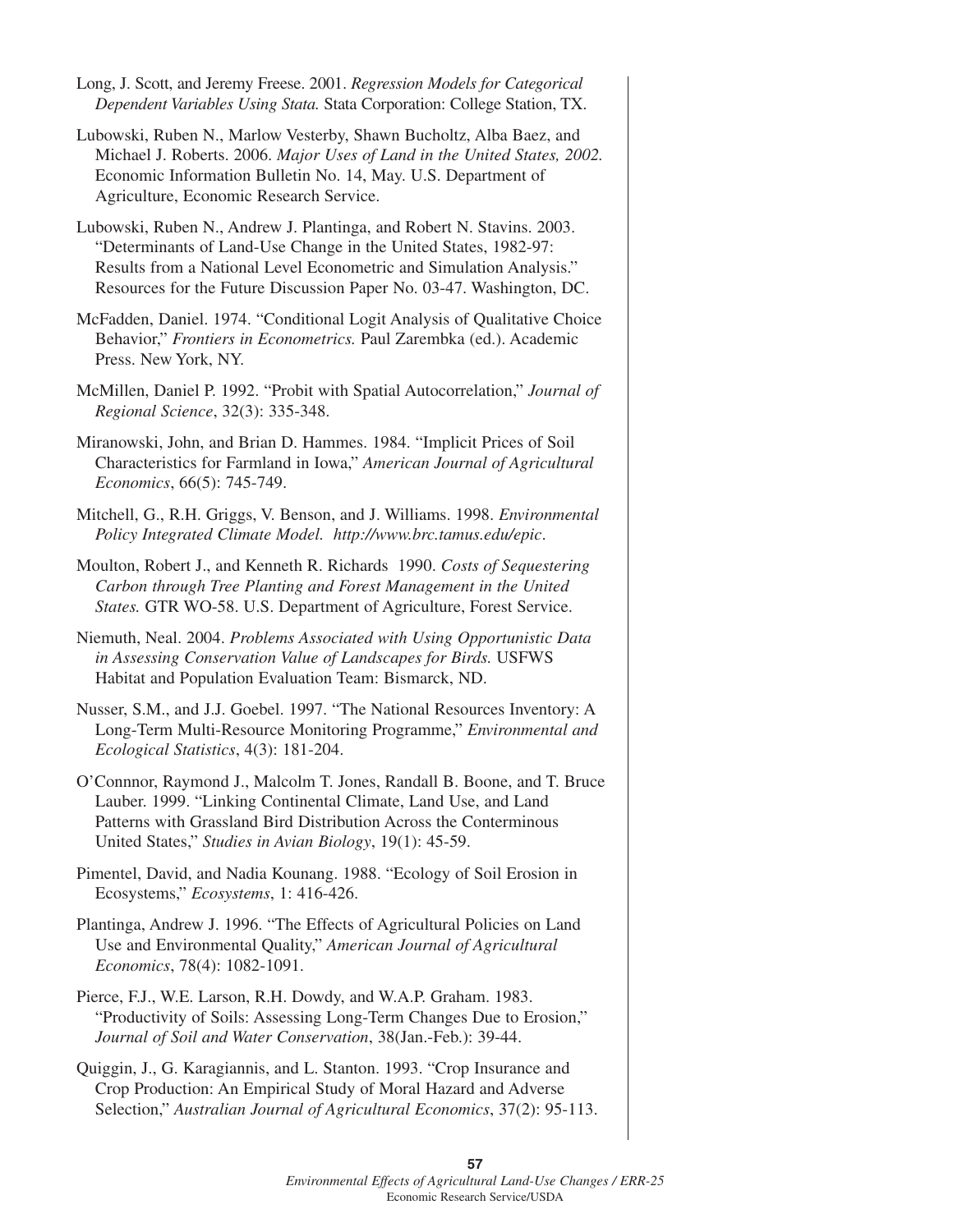Long, J. Scott, and Jeremy Freese. 2001. *Regression Models for Categorical Dependent Variables Using Stata.* Stata Corporation: College Station, TX.

Lubowski, Ruben N., Marlow Vesterby, Shawn Bucholtz, Alba Baez, and Michael J. Roberts. 2006. *Major Uses of Land in the United States, 2002.* Economic Information Bulletin No. 14, May. U.S. Department of Agriculture, Economic Research Service.

Lubowski, Ruben N., Andrew J. Plantinga, and Robert N. Stavins. 2003. "Determinants of Land-Use Change in the United States, 1982-97: Results from a National Level Econometric and Simulation Analysis." Resources for the Future Discussion Paper No. 03-47. Washington, DC.

McFadden, Daniel. 1974. "Conditional Logit Analysis of Qualitative Choice Behavior," *Frontiers in Econometrics.* Paul Zarembka (ed.). Academic Press. New York, NY.

McMillen, Daniel P. 1992. "Probit with Spatial Autocorrelation," *Journal of Regional Science*, 32(3): 335-348.

Miranowski, John, and Brian D. Hammes. 1984. "Implicit Prices of Soil Characteristics for Farmland in Iowa," *American Journal of Agricultural Economics*, 66(5): 745-749.

Mitchell, G., R.H. Griggs, V. Benson, and J. Williams. 1998. *Environmental Policy Integrated Climate Model. http://www.brc.tamus.edu/epic.*

Moulton, Robert J., and Kenneth R. Richards 1990. *Costs of Sequestering Carbon through Tree Planting and Forest Management in the United States.* GTR WO-58. U.S. Department of Agriculture, Forest Service.

Niemuth, Neal. 2004. *Problems Associated with Using Opportunistic Data in Assessing Conservation Value of Landscapes for Birds.* USFWS Habitat and Population Evaluation Team: Bismarck, ND.

Nusser, S.M., and J.J. Goebel. 1997. "The National Resources Inventory: A Long-Term Multi-Resource Monitoring Programme," *Environmental and Ecological Statistics*, 4(3): 181-204.

O'Connnor, Raymond J., Malcolm T. Jones, Randall B. Boone, and T. Bruce Lauber. 1999. "Linking Continental Climate, Land Use, and Land Patterns with Grassland Bird Distribution Across the Conterminous United States," *Studies in Avian Biology*, 19(1): 45-59.

Pimentel, David, and Nadia Kounang. 1988. "Ecology of Soil Erosion in Ecosystems," *Ecosystems*, 1: 416-426.

Plantinga, Andrew J. 1996. "The Effects of Agricultural Policies on Land Use and Environmental Quality," *American Journal of Agricultural Economics*, 78(4): 1082-1091.

Pierce, F.J., W.E. Larson, R.H. Dowdy, and W.A.P. Graham. 1983. "Productivity of Soils: Assessing Long-Term Changes Due to Erosion," *Journal of Soil and Water Conservation*, 38(Jan.-Feb.): 39-44.

Quiggin, J., G. Karagiannis, and L. Stanton. 1993. "Crop Insurance and Crop Production: An Empirical Study of Moral Hazard and Adverse Selection," *Australian Journal of Agricultural Economics*, 37(2): 95-113.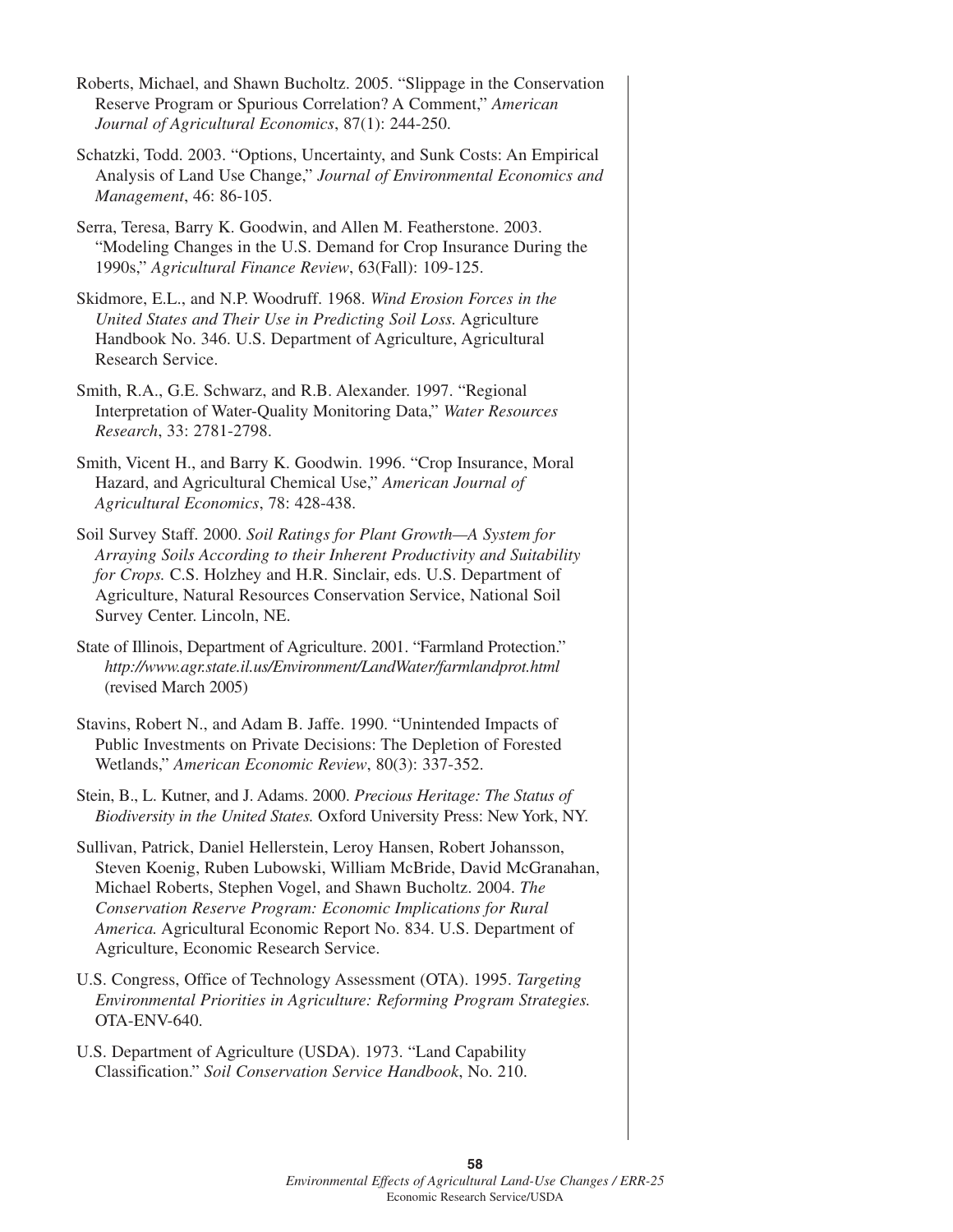Roberts, Michael, and Shawn Bucholtz. 2005. "Slippage in the Conservation Reserve Program or Spurious Correlation? A Comment," *American Journal of Agricultural Economics*, 87(1): 244-250.

Schatzki, Todd. 2003. "Options, Uncertainty, and Sunk Costs: An Empirical Analysis of Land Use Change," *Journal of Environmental Economics and Management*, 46: 86-105.

Serra, Teresa, Barry K. Goodwin, and Allen M. Featherstone. 2003. "Modeling Changes in the U.S. Demand for Crop Insurance During the 1990s," *Agricultural Finance Review*, 63(Fall): 109-125.

Skidmore, E.L., and N.P. Woodruff. 1968. *Wind Erosion Forces in the United States and Their Use in Predicting Soil Loss.* Agriculture Handbook No. 346. U.S. Department of Agriculture, Agricultural Research Service.

Smith, R.A., G.E. Schwarz, and R.B. Alexander. 1997. "Regional Interpretation of Water-Quality Monitoring Data," *Water Resources Research*, 33: 2781-2798.

Smith, Vicent H., and Barry K. Goodwin. 1996. "Crop Insurance, Moral Hazard, and Agricultural Chemical Use," *American Journal of Agricultural Economics*, 78: 428-438.

Soil Survey Staff. 2000. *Soil Ratings for Plant Growth—A System for Arraying Soils According to their Inherent Productivity and Suitability for Crops.* C.S. Holzhey and H.R. Sinclair, eds. U.S. Department of Agriculture, Natural Resources Conservation Service, National Soil Survey Center. Lincoln, NE.

State of Illinois, Department of Agriculture. 2001. "Farmland Protection." *http://www.agr.state.il.us/Environment/LandWater/farmlandprot.html* (revised March 2005)

Stavins, Robert N., and Adam B. Jaffe. 1990. "Unintended Impacts of Public Investments on Private Decisions: The Depletion of Forested Wetlands," *American Economic Review*, 80(3): 337-352.

Stein, B., L. Kutner, and J. Adams. 2000. *Precious Heritage: The Status of Biodiversity in the United States.* Oxford University Press: New York, NY.

Sullivan, Patrick, Daniel Hellerstein, Leroy Hansen, Robert Johansson, Steven Koenig, Ruben Lubowski, William McBride, David McGranahan, Michael Roberts, Stephen Vogel, and Shawn Bucholtz. 2004. *The Conservation Reserve Program: Economic Implications for Rural America.* Agricultural Economic Report No. 834. U.S. Department of Agriculture, Economic Research Service.

U.S. Congress, Office of Technology Assessment (OTA). 1995. *Targeting Environmental Priorities in Agriculture: Reforming Program Strategies.* OTA-ENV-640.

U.S. Department of Agriculture (USDA). 1973. "Land Capability Classification." *Soil Conservation Service Handbook*, No. 210.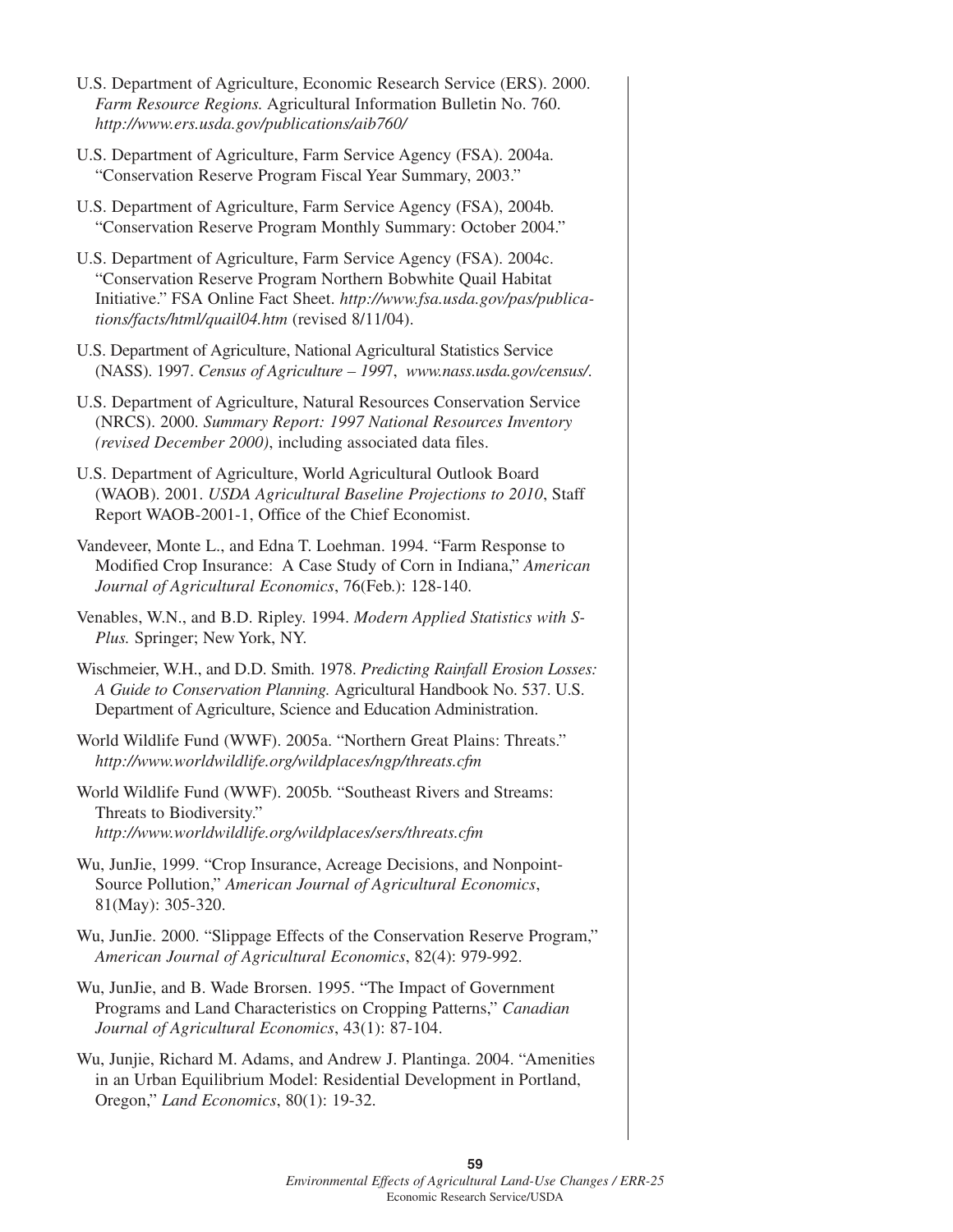U.S. Department of Agriculture, Economic Research Service (ERS). 2000. *Farm Resource Regions.* Agricultural Information Bulletin No. 760. *http://www.ers.usda.gov/publications/aib760/*

U.S. Department of Agriculture, Farm Service Agency (FSA). 2004a. "Conservation Reserve Program Fiscal Year Summary, 2003."

U.S. Department of Agriculture, Farm Service Agency (FSA), 2004b. "Conservation Reserve Program Monthly Summary: October 2004."

U.S. Department of Agriculture, Farm Service Agency (FSA). 2004c. "Conservation Reserve Program Northern Bobwhite Quail Habitat Initiative." FSA Online Fact Sheet. *http://www.fsa.usda.gov/pas/publications/facts/html/quail04.htm* (revised 8/11/04).

U.S. Department of Agriculture, National Agricultural Statistics Service (NASS). 1997. *Census of Agriculture – 1997*, *www.nass.usda.gov/census/*.

U.S. Department of Agriculture, Natural Resources Conservation Service (NRCS). 2000. *Summary Report: 1997 National Resources Inventory (revised December 2000)*, including associated data files.

U.S. Department of Agriculture, World Agricultural Outlook Board (WAOB). 2001. *USDA Agricultural Baseline Projections to 2010*, Staff Report WAOB-2001-1, Office of the Chief Economist.

Vandeveer, Monte L., and Edna T. Loehman. 1994. "Farm Response to Modified Crop Insurance: A Case Study of Corn in Indiana," *American Journal of Agricultural Economics*, 76(Feb.): 128-140.

Venables, W.N., and B.D. Ripley. 1994. *Modern Applied Statistics with S-Plus.* Springer; New York, NY.

Wischmeier, W.H., and D.D. Smith. 1978. *Predicting Rainfall Erosion Losses: A Guide to Conservation Planning.* Agricultural Handbook No. 537. U.S. Department of Agriculture, Science and Education Administration.

World Wildlife Fund (WWF). 2005a. "Northern Great Plains: Threats." *http://www.worldwildlife.org/wildplaces/ngp/threats.cfm*

World Wildlife Fund (WWF). 2005b. "Southeast Rivers and Streams: Threats to Biodiversity." *http://www.worldwildlife.org/wildplaces/sers/threats.cfm*

Wu, JunJie, 1999. "Crop Insurance, Acreage Decisions, and Nonpoint-Source Pollution," *American Journal of Agricultural Economics*, 81(May): 305-320.

Wu, JunJie. 2000. "Slippage Effects of the Conservation Reserve Program," *American Journal of Agricultural Economics*, 82(4): 979-992.

Wu, JunJie, and B. Wade Brorsen. 1995. "The Impact of Government Programs and Land Characteristics on Cropping Patterns," *Canadian Journal of Agricultural Economics*, 43(1): 87-104.

Wu, Junjie, Richard M. Adams, and Andrew J. Plantinga. 2004. "Amenities in an Urban Equilibrium Model: Residential Development in Portland, Oregon," *Land Economics*, 80(1): 19-32.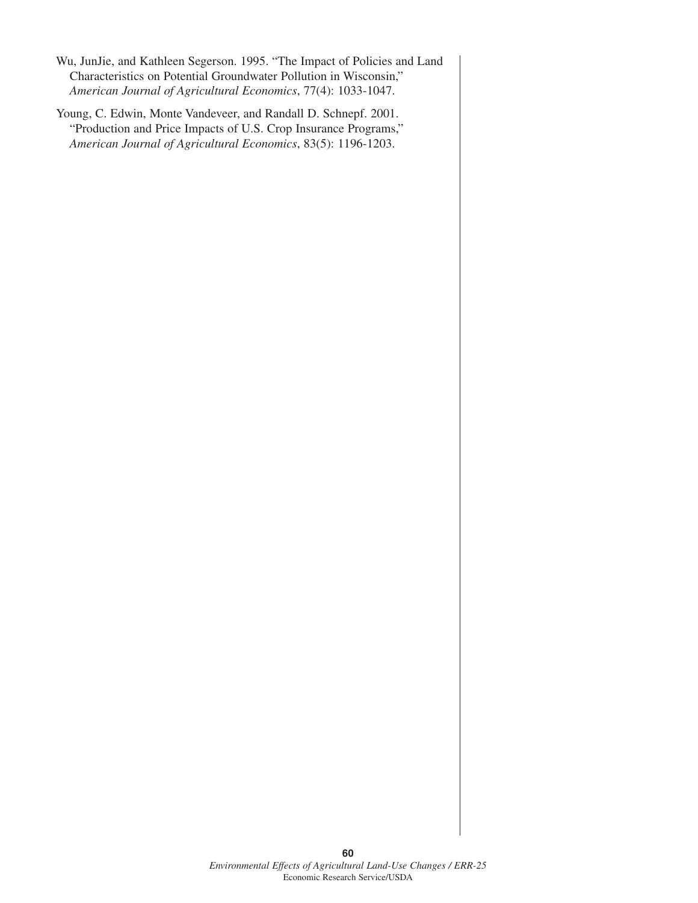Wu, JunJie, and Kathleen Segerson. 1995. "The Impact of Policies and Land Characteristics on Potential Groundwater Pollution in Wisconsin," *American Journal of Agricultural Economics*, 77(4): 1033-1047.

Young, C. Edwin, Monte Vandeveer, and Randall D. Schnepf. 2001. "Production and Price Impacts of U.S. Crop Insurance Programs," *American Journal of Agricultural Economics*, 83(5): 1196-1203.